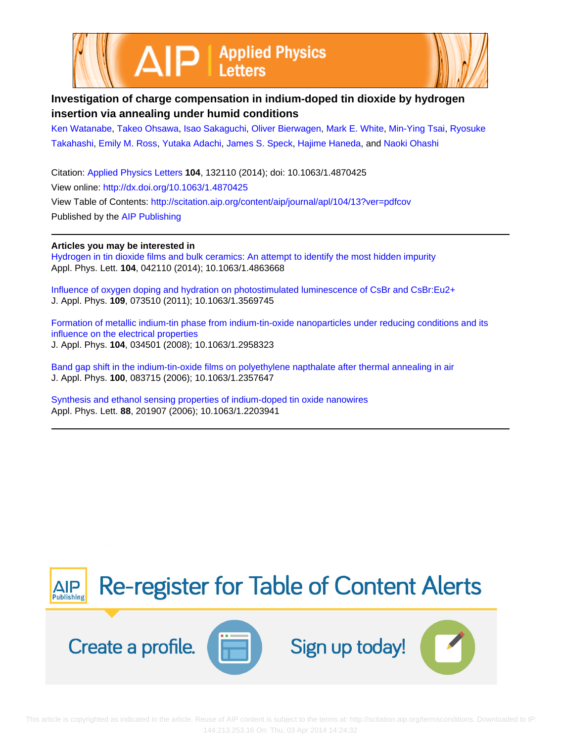# Investigation of charge compensation in indium-doped tin dioxide by hydrogen insertion via annealing under humid conditions

Ken Watanabe, Takeo Ohsawa, Isao Sakaguchi, Oliver Bierwagen, Mark E. White, Min-Ying Tsai, Ryosuke Takahashi, Emily M. Ross, Yutaka Adachi, James S. Speck, Hajime Haneda, and Naoki Ohashi

Citation: Applied Physics Letters **104**, 132110 (2014); doi: 10.1063/1.4870425

View online: http://dx.doi.org/10.1063/1.4870425

View Table of Contents: http://scitation.aip.org/content/aip/journal/apl/104/13?ver=pdfcov

Published by the AIP Publishing

**Articles you may be interested in**

Hydrogen in tin dioxide films and bulk ceramics: An attempt to identify the most hidden impurity
Appl. Phys. Lett. **104**, 042110 (2014); 10.1063/1.4863668

Influence of oxygen doping and hydration on photostimulated luminescence of CsBr and CsBr:Eu2+
J. Appl. Phys. **109**, 073510 (2011); 10.1063/1.3569745

Formation of metallic indium-tin phase from indium-tin-oxide nanoparticles under reducing conditions and its influence on the electrical properties
J. Appl. Phys. **104**, 034501 (2008); 10.1063/1.2958323

Band gap shift in the indium-tin-oxide films on polyethylene napthalate after thermal annealing in air
J. Appl. Phys. **100**, 083715 (2006); 10.1063/1.2357647

Synthesis and ethanol sensing properties of indium-doped tin oxide nanowires
Appl. Phys. Lett. **88**, 201907 (2006); 10.1063/1.2203941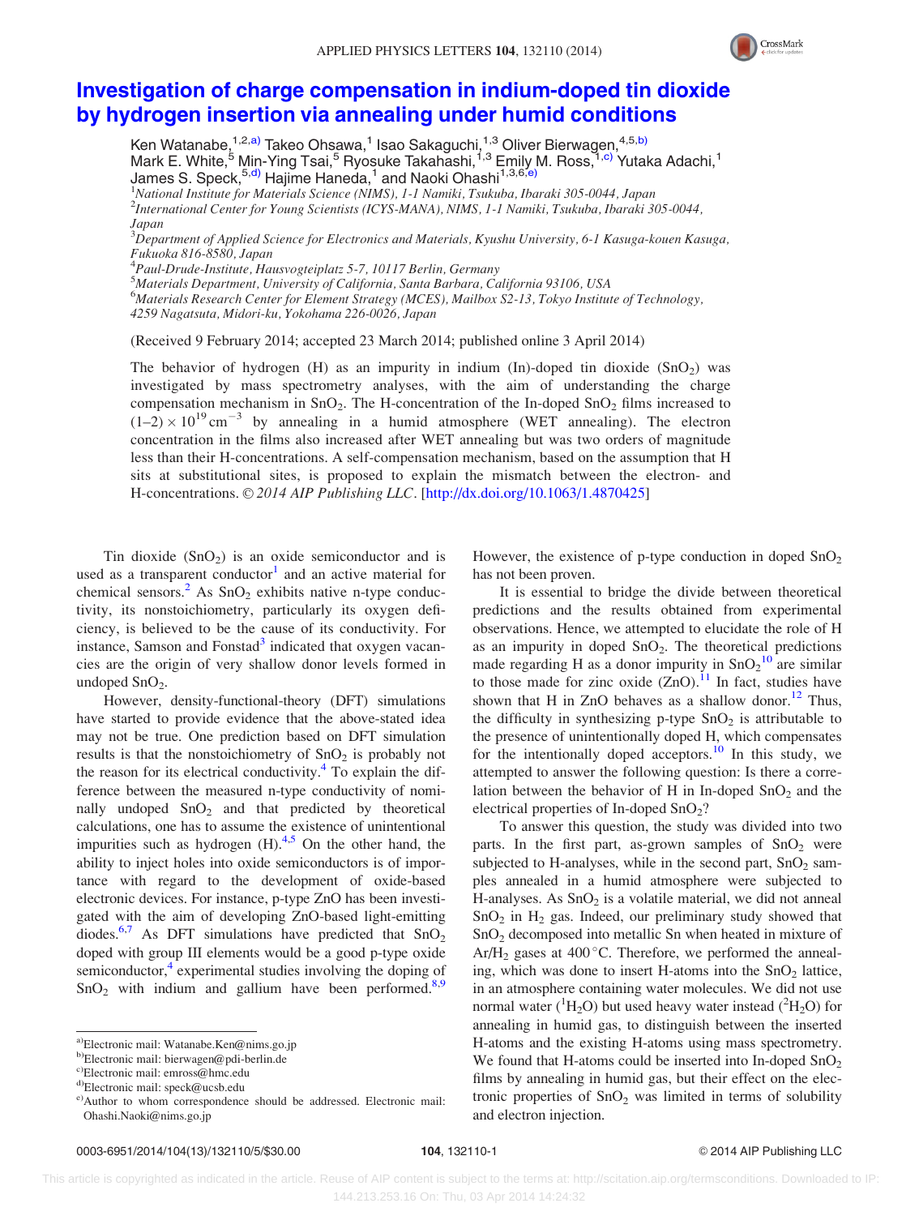# Investigation of charge compensation in indium-doped tin dioxide by hydrogen insertion via annealing under humid conditions

Ken Watanabe,[1,2,a)] Takeo Ohsawa,[1] Isao Sakaguchi,[1,3] Oliver Bierwagen,[4,5,b)] Mark E. White,[5] Min-Ying Tsai,[5] Ryosuke Takahashi,[1,3] Emily M. Ross,[1,c)] Yutaka Adachi,[1] James S. Speck,[5,d)] Hajime Haneda,[1] and Naoki Ohashi[1,3,6,e)]

[1]*National Institute for Materials Science (NIMS), 1-1 Namiki, Tsukuba, Ibaraki 305-0044, Japan*
[2]*International Center for Young Scientists (ICYS-MANA), NIMS, 1-1 Namiki, Tsukuba, Ibaraki 305-0044, Japan*
[3]*Department of Applied Science for Electronics and Materials, Kyushu University, 6-1 Kasuga-kouen Kasuga, Fukuoka 816-8580, Japan*
[4]*Paul-Drude-Institute, Hausvogteiplatz 5-7, 10117 Berlin, Germany*
[5]*Materials Department, University of California, Santa Barbara, California 93106, USA*
[6]*Materials Research Center for Element Strategy (MCES), Mailbox S2-13, Tokyo Institute of Technology, 4259 Nagatsuta, Midori-ku, Yokohama 226-0026, Japan*

(Received 9 February 2014; accepted 23 March 2014; published online 3 April 2014)

The behavior of hydrogen (H) as an impurity in indium (In)-doped tin dioxide ($SnO_2$) was investigated by mass spectrometry analyses, with the aim of understanding the charge compensation mechanism in $SnO_2$. The H-concentration of the In-doped $SnO_2$ films increased to $(1–2) \times 10^{19}\,cm^{-3}$ by annealing in a humid atmosphere (WET annealing). The electron concentration in the films also increased after WET annealing but was two orders of magnitude less than their H-concentrations. A self-compensation mechanism, based on the assumption that H sits at substitutional sites, is proposed to explain the mismatch between the electron- and H-concentrations. © *2014 AIP Publishing LLC*. [http://dx.doi.org/10.1063/1.4870425]

Tin dioxide ($SnO_2$) is an oxide semiconductor and is used as a transparent conductor[1] and an active material for chemical sensors.[2] As $SnO_2$ exhibits native n-type conductivity, its nonstoichiometry, particularly its oxygen deficiency, is believed to be the cause of its conductivity. For instance, Samson and Fonstad[3] indicated that oxygen vacancies are the origin of very shallow donor levels formed in undoped $SnO_2$.

However, density-functional-theory (DFT) simulations have started to provide evidence that the above-stated idea may not be true. One prediction based on DFT simulation results is that the nonstoichiometry of $SnO_2$ is probably not the reason for its electrical conductivity.[4] To explain the difference between the measured n-type conductivity of nominally undoped $SnO_2$ and that predicted by theoretical calculations, one has to assume the existence of unintentional impurities such as hydrogen (H).[4,5] On the other hand, the ability to inject holes into oxide semiconductors is of importance with regard to the development of oxide-based electronic devices. For instance, p-type ZnO has been investigated with the aim of developing ZnO-based light-emitting diodes.[6,7] As DFT simulations have predicted that $SnO_2$ doped with group III elements would be a good p-type oxide semiconductor,[4] experimental studies involving the doping of $SnO_2$ with indium and gallium have been performed.[8,9] However, the existence of p-type conduction in doped $SnO_2$ has not been proven.

It is essential to bridge the divide between theoretical predictions and the results obtained from experimental observations. Hence, we attempted to elucidate the role of H as an impurity in doped $SnO_2$. The theoretical predictions made regarding H as a donor impurity in $SnO_2$[10] are similar to those made for zinc oxide (ZnO).[11] In fact, studies have shown that H in ZnO behaves as a shallow donor.[12] Thus, the difficulty in synthesizing p-type $SnO_2$ is attributable to the presence of unintentionally doped H, which compensates for the intentionally doped acceptors.[10] In this study, we attempted to answer the following question: Is there a correlation between the behavior of H in In-doped $SnO_2$ and the electrical properties of In-doped $SnO_2$?

To answer this question, the study was divided into two parts. In the first part, as-grown samples of $SnO_2$ were subjected to H-analyses, while in the second part, $SnO_2$ samples annealed in a humid atmosphere were subjected to H-analyses. As $SnO_2$ is a volatile material, we did not anneal $SnO_2$ in $H_2$ gas. Indeed, our preliminary study showed that $SnO_2$ decomposed into metallic Sn when heated in mixture of $Ar/H_2$ gases at 400 °C. Therefore, we performed the annealing, which was done to insert H-atoms into the $SnO_2$ lattice, in an atmosphere containing water molecules. We did not use normal water ($^1H_2O$) but used heavy water instead ($^2H_2O$) for annealing in humid gas, to distinguish between the inserted H-atoms and the existing H-atoms using mass spectrometry. We found that H-atoms could be inserted into In-doped $SnO_2$ films by annealing in humid gas, but their effect on the electronic properties of $SnO_2$ was limited in terms of solubility and electron injection.

---

a)Electronic mail: Watanabe.Ken@nims.go.jp
b)Electronic mail: bierwagen@pdi-berlin.de
c)Electronic mail: emross@hmc.edu
d)Electronic mail: speck@ucsb.edu
e)Author to whom correspondence should be addressed. Electronic mail: Ohashi.Naoki@nims.go.jp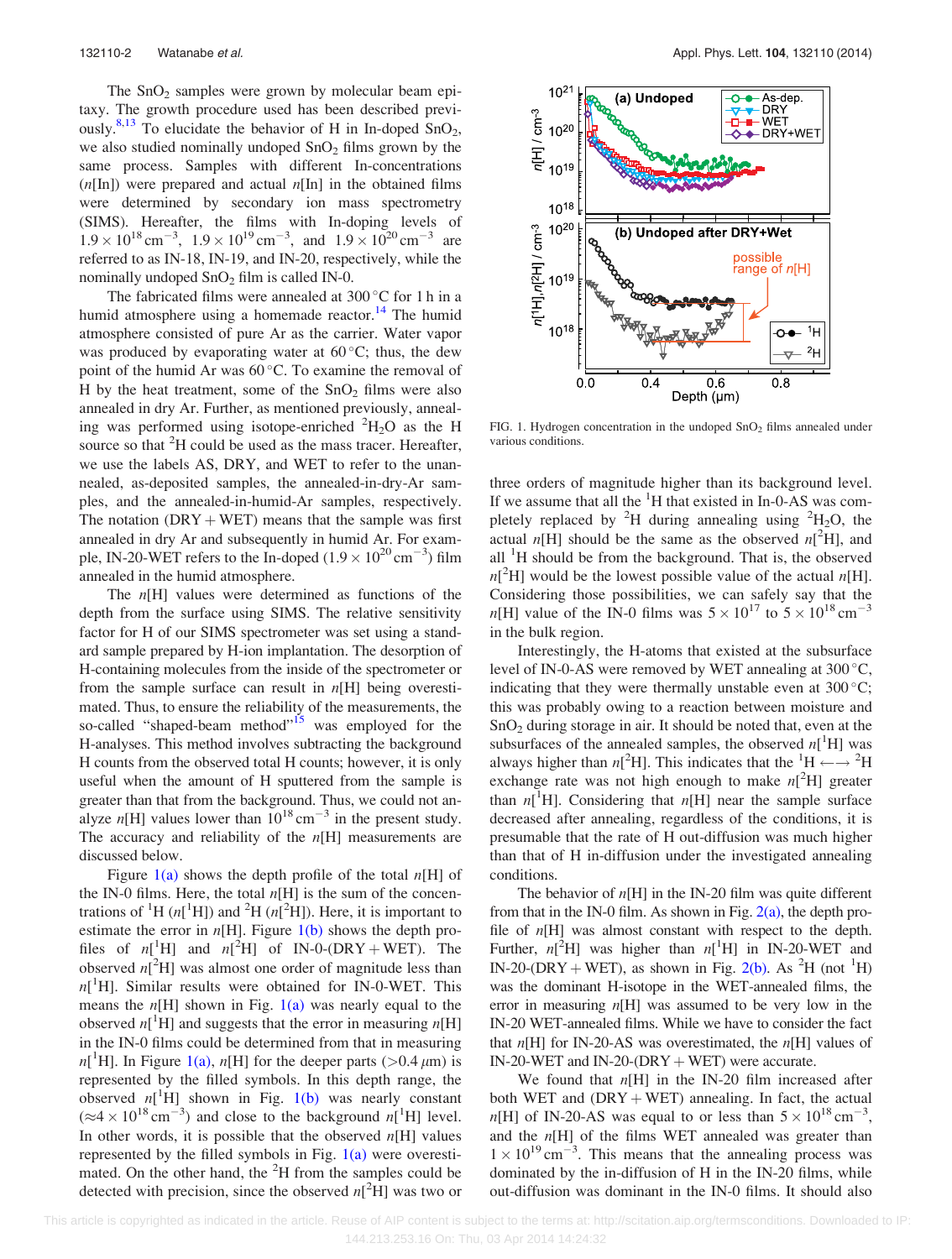The $SnO_2$ samples were grown by molecular beam epitaxy. The growth procedure used has been described previously.[8,13] To elucidate the behavior of H in In-doped $SnO_2$, we also studied nominally undoped $SnO_2$ films grown by the same process. Samples with different In-concentrations ($n$[In]) were prepared and actual $n$[In] in the obtained films were determined by secondary ion mass spectrometry (SIMS). Hereafter, the films with In-doping levels of $1.9 \times 10^{18}\,\mathrm{cm}^{-3}$, $1.9 \times 10^{19}\,\mathrm{cm}^{-3}$, and $1.9 \times 10^{20}\,\mathrm{cm}^{-3}$ are referred to as IN-18, IN-19, and IN-20, respectively, while the nominally undoped $SnO_2$ film is called IN-0.

The fabricated films were annealed at 300 °C for 1 h in a humid atmosphere using a homemade reactor.[14] The humid atmosphere consisted of pure Ar as the carrier. Water vapor was produced by evaporating water at 60 °C; thus, the dew point of the humid Ar was 60 °C. To examine the removal of H by the heat treatment, some of the $SnO_2$ films were also annealed in dry Ar. Further, as mentioned previously, annealing was performed using isotope-enriched $^2H_2O$ as the H source so that $^2$H could be used as the mass tracer. Hereafter, we use the labels AS, DRY, and WET to refer to the unannealed, as-deposited samples, the annealed-in-dry-Ar samples, and the annealed-in-humid-Ar samples, respectively. The notation (DRY + WET) means that the sample was first annealed in dry Ar and subsequently in humid Ar. For example, IN-20-WET refers to the In-doped ($1.9 \times 10^{20}\,\mathrm{cm}^{-3}$) film annealed in the humid atmosphere.

The $n$[H] values were determined as functions of the depth from the surface using SIMS. The relative sensitivity factor for H of our SIMS spectrometer was set using a standard sample prepared by H-ion implantation. The desorption of H-containing molecules from the inside of the spectrometer or from the sample surface can result in $n$[H] being overestimated. Thus, to ensure the reliability of the measurements, the so-called "shaped-beam method"[15] was employed for the H-analyses. This method involves subtracting the background H counts from the observed total H counts; however, it is only useful when the amount of H sputtered from the sample is greater than that from the background. Thus, we could not analyze $n$[H] values lower than $10^{18}\,\mathrm{cm}^{-3}$ in the present study. The accuracy and reliability of the $n$[H] measurements are discussed below.

Figure 1(a) shows the depth profile of the total $n$[H] of the IN-0 films. Here, the total $n$[H] is the sum of the concentrations of $^1$H ($n[^1\mathrm{H}]$) and $^2$H ($n[^2\mathrm{H}]$). Here, it is important to estimate the error in $n$[H]. Figure 1(b) shows the depth profiles of $n[^1\mathrm{H}]$ and $n[^2\mathrm{H}]$ of IN-0-(DRY + WET). The observed $n[^2\mathrm{H}]$ was almost one order of magnitude less than $n[^1\mathrm{H}]$. Similar results were obtained for IN-0-WET. This means the $n$[H] shown in Fig. 1(a) was nearly equal to the observed $n[^1\mathrm{H}]$ and suggests that the error in measuring $n$[H] in the IN-0 films could be determined from that in measuring $n[^1\mathrm{H}]$. In Figure 1(a), $n$[H] for the deeper parts (>0.4 $\mu$m) is represented by the filled symbols. In this depth range, the observed $n[^1\mathrm{H}]$ shown in Fig. 1(b) was nearly constant ($\approx 4 \times 10^{18}\,\mathrm{cm}^{-3}$) and close to the background $n[^1\mathrm{H}]$ level. In other words, it is possible that the observed $n$[H] values represented by the filled symbols in Fig. 1(a) were overestimated. On the other hand, the $^2$H from the samples could be detected with precision, since the observed $n[^2\mathrm{H}]$ was two or three orders of magnitude higher than its background level. If we assume that all the $^1$H that existed in In-0-AS was completely replaced by $^2$H during annealing using $^2H_2O$, the actual $n$[H] should be the same as the observed $n[^2\mathrm{H}]$, and all $^1$H should be from the background. That is, the observed $n[^2\mathrm{H}]$ would be the lowest possible value of the actual $n$[H]. Considering those possibilities, we can safely say that the $n$[H] value of the IN-0 films was $5 \times 10^{17}$ to $5 \times 10^{18}\,\mathrm{cm}^{-3}$ in the bulk region.

FIG. 1. Hydrogen concentration in the undoped $SnO_2$ films annealed under various conditions.

Interestingly, the H-atoms that existed at the subsurface level of IN-0-AS were removed by WET annealing at 300 °C, indicating that they were thermally unstable even at 300 °C; this was probably owing to a reaction between moisture and $SnO_2$ during storage in air. It should be noted that, even at the subsurfaces of the annealed samples, the observed $n[^1\mathrm{H}]$ was always higher than $n[^2\mathrm{H}]$. This indicates that the $^1\mathrm{H} \longleftrightarrow {}^2\mathrm{H}$ exchange rate was not high enough to make $n[^2\mathrm{H}]$ greater than $n[^1\mathrm{H}]$. Considering that $n$[H] near the sample surface decreased after annealing, regardless of the conditions, it is presumable that the rate of H out-diffusion was much higher than that of H in-diffusion under the investigated annealing conditions.

The behavior of $n$[H] in the IN-20 film was quite different from that in the IN-0 film. As shown in Fig. 2(a), the depth profile of $n$[H] was almost constant with respect to the depth. Further, $n[^2\mathrm{H}]$ was higher than $n[^1\mathrm{H}]$ in IN-20-WET and IN-20-(DRY + WET), as shown in Fig. 2(b). As $^2$H (not $^1$H) was the dominant H-isotope in the WET-annealed films, the error in measuring $n$[H] was assumed to be very low in the IN-20 WET-annealed films. While we have to consider the fact that $n$[H] for IN-20-AS was overestimated, the $n$[H] values of IN-20-WET and IN-20-(DRY + WET) were accurate.

We found that $n$[H] in the IN-20 film increased after both WET and (DRY + WET) annealing. In fact, the actual $n$[H] of IN-20-AS was equal to or less than $5 \times 10^{18}\,\mathrm{cm}^{-3}$, and the $n$[H] of the films WET annealed was greater than $1 \times 10^{19}\,\mathrm{cm}^{-3}$. This means that the annealing process was dominated by the in-diffusion of H in the IN-20 films, while out-diffusion was dominant in the IN-0 films. It should also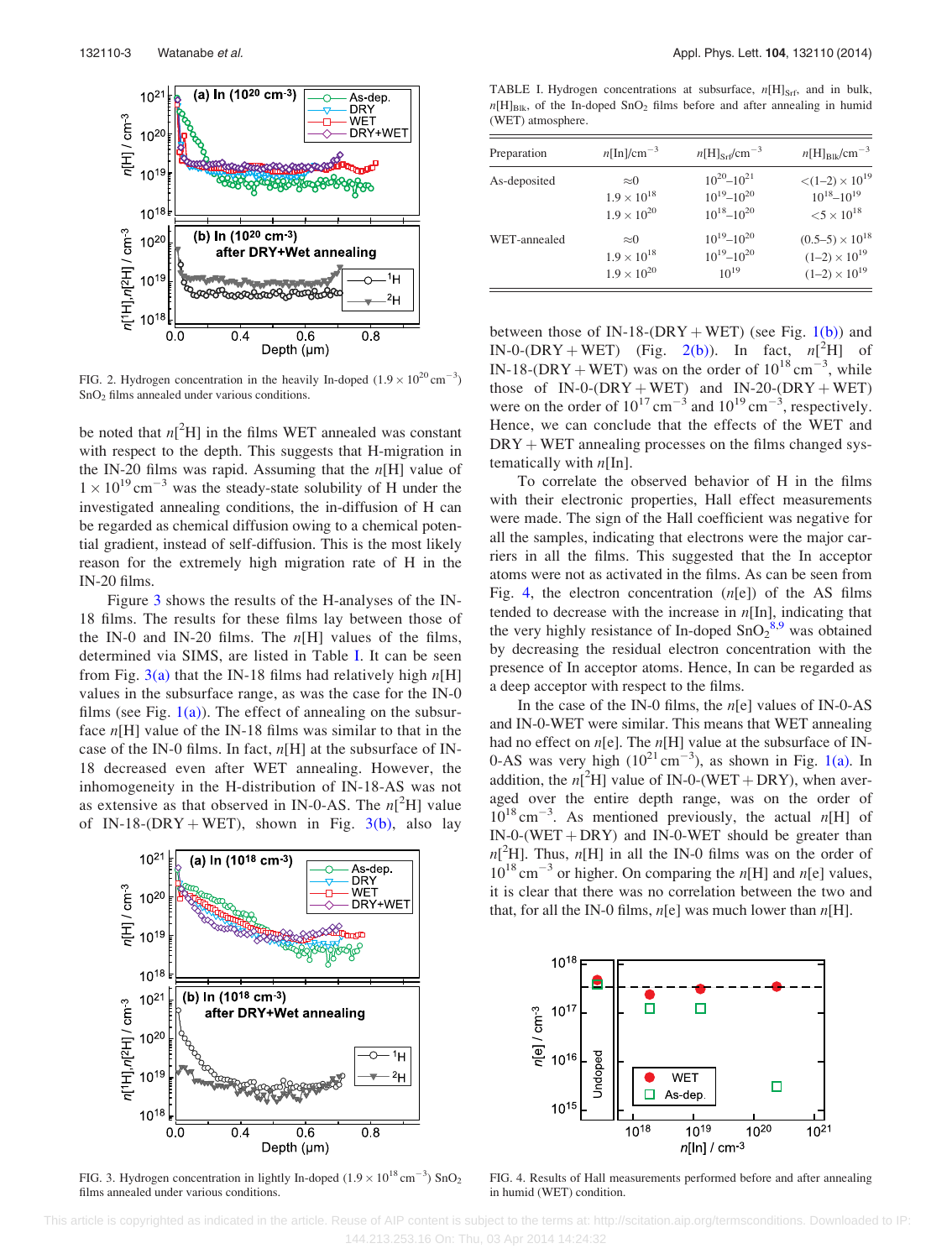FIG. 2. Hydrogen concentration in the heavily In-doped ($1.9 \times 10^{20}$ cm$^{-3}$) $SnO_2$ films annealed under various conditions.

be noted that $n[^2H]$ in the films WET annealed was constant with respect to the depth. This suggests that H-migration in the IN-20 films was rapid. Assuming that the $n$[H] value of $1 \times 10^{19}$ cm$^{-3}$ was the steady-state solubility of H under the investigated annealing conditions, the in-diffusion of H can be regarded as chemical diffusion owing to a chemical potential gradient, instead of self-diffusion. This is the most likely reason for the extremely high migration rate of H in the IN-20 films.

Figure 3 shows the results of the H-analyses of the IN-18 films. The results for these films lay between those of the IN-0 and IN-20 films. The $n$[H] values of the films, determined via SIMS, are listed in Table I. It can be seen from Fig. 3(a) that the IN-18 films had relatively high $n$[H] values in the subsurface range, as was the case for the IN-0 films (see Fig. 1(a)). The effect of annealing on the subsurface $n$[H] value of the IN-18 films was similar to that in the case of the IN-0 films. In fact, $n$[H] at the subsurface of IN-18 decreased even after WET annealing. However, the inhomogeneity in the H-distribution of IN-18-AS was not as extensive as that observed in IN-0-AS. The $n[^2H]$ value of IN-18-(DRY + WET), shown in Fig. 3(b), also lay

FIG. 3. Hydrogen concentration in lightly In-doped ($1.9 \times 10^{18}$ cm$^{-3}$) $SnO_2$ films annealed under various conditions.

TABLE I. Hydrogen concentrations at subsurface, $n[H]_{Srf}$, and in bulk, $n[H]_{Blk}$, of the In-doped $SnO_2$ films before and after annealing in humid (WET) atmosphere.

| Preparation | $n$[In]/cm$^{-3}$ | $n[H]_{Srf}$/cm$^{-3}$ | $n[H]_{Blk}$/cm$^{-3}$ |
|---|---|---|---|
| As-deposited | ≈0 | $10^{20}$–$10^{21}$ | <(1–2) × $10^{19}$ |
| | $1.9 \times 10^{18}$ | $10^{19}$–$10^{20}$ | $10^{18}$–$10^{19}$ |
| | $1.9 \times 10^{20}$ | $10^{18}$–$10^{20}$ | <5 × $10^{18}$ |
| WET-annealed | ≈0 | $10^{19}$–$10^{20}$ | (0.5–5) × $10^{18}$ |
| | $1.9 \times 10^{18}$ | $10^{19}$–$10^{20}$ | (1–2) × $10^{19}$ |
| | $1.9 \times 10^{20}$ | $10^{19}$ | (1–2) × $10^{19}$ |

between those of IN-18-(DRY + WET) (see Fig. 1(b)) and IN-0-(DRY + WET) (Fig. 2(b)). In fact, $n[^2H]$ of IN-18-(DRY + WET) was on the order of $10^{18}$ cm$^{-3}$, while those of IN-0-(DRY + WET) and IN-20-(DRY + WET) were on the order of $10^{17}$ cm$^{-3}$ and $10^{19}$ cm$^{-3}$, respectively. Hence, we can conclude that the effects of the WET and DRY + WET annealing processes on the films changed systematically with $n$[In].

To correlate the observed behavior of H in the films with their electronic properties, Hall effect measurements were made. The sign of the Hall coefficient was negative for all the samples, indicating that electrons were the major carriers in all the films. This suggested that the In acceptor atoms were not as activated in the films. As can be seen from Fig. 4, the electron concentration ($n$[e]) of the AS films tended to decrease with the increase in $n$[In], indicating that the very highly resistance of In-doped $SnO_2$[8,9] was obtained by decreasing the residual electron concentration with the presence of In acceptor atoms. Hence, In can be regarded as a deep acceptor with respect to the films.

In the case of the IN-0 films, the $n$[e] values of IN-0-AS and IN-0-WET were similar. This means that WET annealing had no effect on $n$[e]. The $n$[H] value at the subsurface of IN-0-AS was very high ($10^{21}$ cm$^{-3}$), as shown in Fig. 1(a). In addition, the $n[^2H]$ value of IN-0-(WET + DRY), when averaged over the entire depth range, was on the order of $10^{18}$ cm$^{-3}$. As mentioned previously, the actual $n$[H] of IN-0-(WET + DRY) and IN-0-WET should be greater than $n[^2H]$. Thus, $n$[H] in all the IN-0 films was on the order of $10^{18}$ cm$^{-3}$ or higher. On comparing the $n$[H] and $n$[e] values, it is clear that there was no correlation between the two and that, for all the IN-0 films, $n$[e] was much lower than $n$[H].

FIG. 4. Results of Hall measurements performed before and after annealing in humid (WET) condition.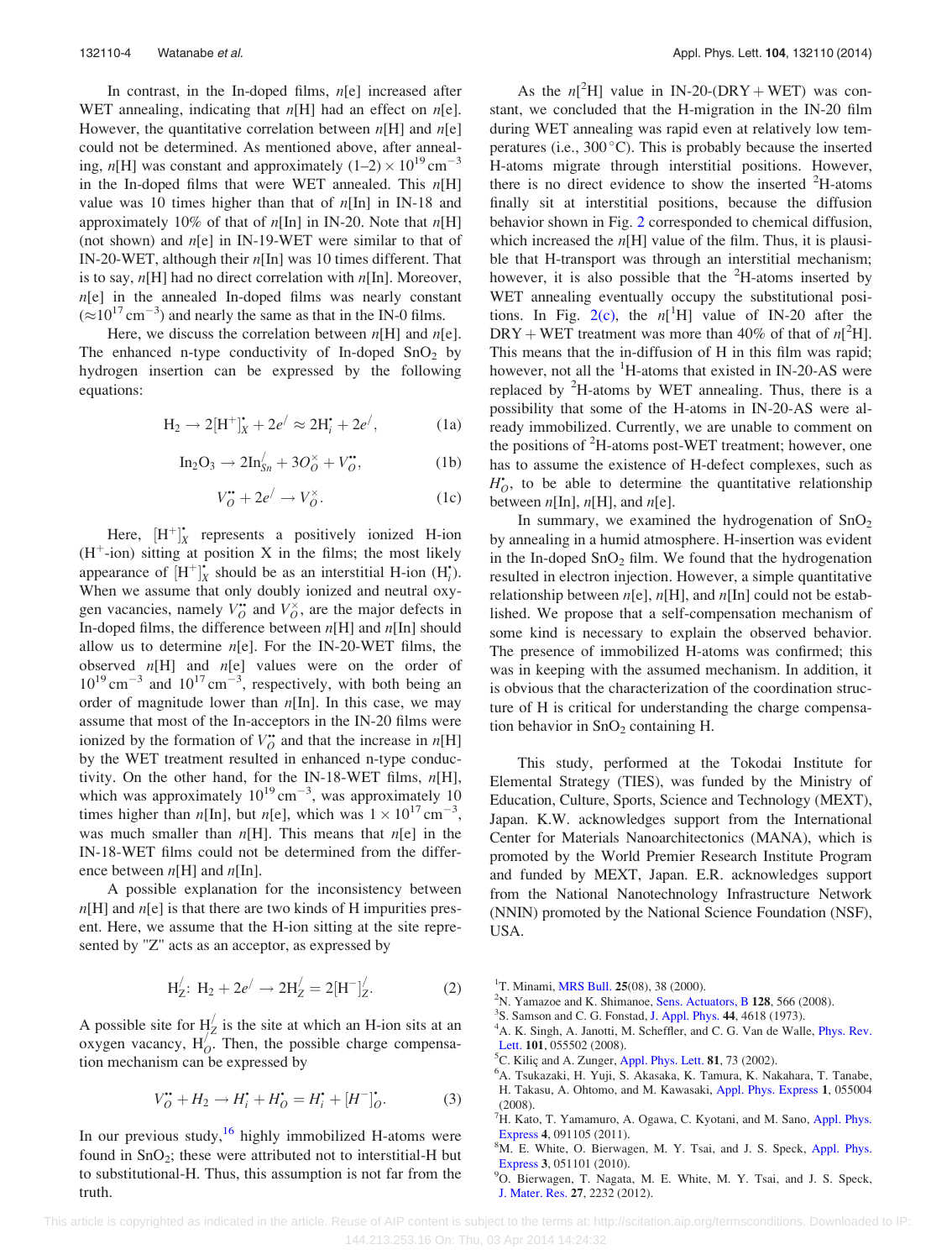In contrast, in the In-doped films, $n$[e] increased after WET annealing, indicating that $n$[H] had an effect on $n$[e]. However, the quantitative correlation between $n$[H] and $n$[e] could not be determined. As mentioned above, after annealing, $n$[H] was constant and approximately $(1–2) \times 10^{19}\,\text{cm}^{-3}$ in the In-doped films that were WET annealed. This $n$[H] value was 10 times higher than that of $n$[In] in IN-18 and approximately 10% of that of $n$[In] in IN-20. Note that $n$[H] (not shown) and $n$[e] in IN-19-WET were similar to that of IN-20-WET, although their $n$[In] was 10 times different. That is to say, $n$[H] had no direct correlation with $n$[In]. Moreover, $n$[e] in the annealed In-doped films was nearly constant ($\approx 10^{17}\,\text{cm}^{-3}$) and nearly the same as that in the IN-0 films.

Here, we discuss the correlation between $n$[H] and $n$[e]. The enhanced n-type conductivity of In-doped $SnO_2$ by hydrogen insertion can be expressed by the following equations:

$$H_2 \rightarrow 2[H^+]_X^{\bullet} + 2e^{/} \approx 2H_i^{\bullet} + 2e^{/}, \tag{1a}$$

$$In_2O_3 \rightarrow 2In_{Sn}^{/} + 3O_O^{\times} + V_O^{\bullet\bullet}, \tag{1b}$$

$$V_O^{\bullet\bullet} + 2e^{/} \rightarrow V_O^{\times}. \tag{1c}$$

Here, $[H^+]_X^{\bullet}$ represents a positively ionized H-ion ($H^+$-ion) sitting at position X in the films; the most likely appearance of $[H^+]_X^{\bullet}$ should be as an interstitial H-ion ($H_i^{\bullet}$). When we assume that only doubly ionized and neutral oxygen vacancies, namely $V_O^{\bullet\bullet}$ and $V_O^{\times}$, are the major defects in In-doped films, the difference between $n$[H] and $n$[In] should allow us to determine $n$[e]. For the IN-20-WET films, the observed $n$[H] and $n$[e] values were on the order of $10^{19}\,\text{cm}^{-3}$ and $10^{17}\,\text{cm}^{-3}$, respectively, with both being an order of magnitude lower than $n$[In]. In this case, we may assume that most of the In-acceptors in the IN-20 films were ionized by the formation of $V_O^{\bullet\bullet}$ and that the increase in $n$[H] by the WET treatment resulted in enhanced n-type conductivity. On the other hand, for the IN-18-WET films, $n$[H], which was approximately $10^{19}\,\text{cm}^{-3}$, was approximately 10 times higher than $n$[In], but $n$[e], which was $1 \times 10^{17}\,\text{cm}^{-3}$, was much smaller than $n$[H]. This means that $n$[e] in the IN-18-WET films could not be determined from the difference between $n$[H] and $n$[In].

A possible explanation for the inconsistency between $n$[H] and $n$[e] is that there are two kinds of H impurities present. Here, we assume that the H-ion sitting at the site represented by "Z" acts as an acceptor, as expressed by

$$H_Z^{/}:\ H_2 + 2e^{/} \rightarrow 2H_Z^{/} = 2[H^-]_Z^{/}. \tag{2}$$

A possible site for $H_Z^{/}$ is the site at which an H-ion sits at an oxygen vacancy, $H_O^{/}$. Then, the possible charge compensation mechanism can be expressed by

$$V_O^{\bullet\bullet} + H_2 \rightarrow H_i^{\bullet} + H_O^{\bullet} = H_i^{\bullet} + [H^-]_O^{\bullet}. \tag{3}$$

In our previous study,[16] highly immobilized H-atoms were found in $SnO_2$; these were attributed not to interstitial-H but to substitutional-H. Thus, this assumption is not far from the truth.

As the $n[^2H]$ value in IN-20-(DRY + WET) was constant, we concluded that the H-migration in the IN-20 film during WET annealing was rapid even at relatively low temperatures (i.e., 300 °C). This is probably because the inserted H-atoms migrate through interstitial positions. However, there is no direct evidence to show the inserted $^2$H-atoms finally sit at interstitial positions, because the diffusion behavior shown in Fig. 2 corresponded to chemical diffusion, which increased the $n$[H] value of the film. Thus, it is plausible that H-transport was through an interstitial mechanism; however, it is also possible that the $^2$H-atoms inserted by WET annealing eventually occupy the substitutional positions. In Fig. 2(c), the $n[^1H]$ value of IN-20 after the DRY + WET treatment was more than 40% of that of $n[^2H]$. This means that the in-diffusion of H in this film was rapid; however, not all the $^1$H-atoms that existed in IN-20-AS were replaced by $^2$H-atoms by WET annealing. Thus, there is a possibility that some of the H-atoms in IN-20-AS were already immobilized. Currently, we are unable to comment on the positions of $^2$H-atoms post-WET treatment; however, one has to assume the existence of H-defect complexes, such as $H_O^{\bullet}$, to be able to determine the quantitative relationship between $n$[In], $n$[H], and $n$[e].

In summary, we examined the hydrogenation of $SnO_2$ by annealing in a humid atmosphere. H-insertion was evident in the In-doped $SnO_2$ film. We found that the hydrogenation resulted in electron injection. However, a simple quantitative relationship between $n$[e], $n$[H], and $n$[In] could not be established. We propose that a self-compensation mechanism of some kind is necessary to explain the observed behavior. The presence of immobilized H-atoms was confirmed; this was in keeping with the assumed mechanism. In addition, it is obvious that the characterization of the coordination structure of H is critical for understanding the charge compensation behavior in $SnO_2$ containing H.

This study, performed at the Tokodai Institute for Elemental Strategy (TIES), was funded by the Ministry of Education, Culture, Sports, Science and Technology (MEXT), Japan. K.W. acknowledges support from the International Center for Materials Nanoarchitectonics (MANA), which is promoted by the World Premier Research Institute Program and funded by MEXT, Japan. E.R. acknowledges support from the National Nanotechnology Infrastructure Network (NNIN) promoted by the National Science Foundation (NSF), USA.

[1] T. Minami, MRS Bull. **25**(08), 38 (2000).
[2] N. Yamazoe and K. Shimanoe, Sens. Actuators, B **128**, 566 (2008).
[3] S. Samson and C. G. Fonstad, J. Appl. Phys. **44**, 4618 (1973).
[4] A. K. Singh, A. Janotti, M. Scheffler, and C. G. Van de Walle, Phys. Rev. Lett. **101**, 055502 (2008).
[5] C. Kiliç and A. Zunger, Appl. Phys. Lett. **81**, 73 (2002).
[6] A. Tsukazaki, H. Yuji, S. Akasaka, K. Tamura, K. Nakahara, T. Tanabe, H. Takasu, A. Ohtomo, and M. Kawasaki, Appl. Phys. Express **1**, 055004 (2008).
[7] H. Kato, T. Yamamuro, A. Ogawa, C. Kyotani, and M. Sano, Appl. Phys. Express **4**, 091105 (2011).
[8] M. E. White, O. Bierwagen, M. Y. Tsai, and J. S. Speck, Appl. Phys. Express **3**, 051101 (2010).
[9] O. Bierwagen, T. Nagata, M. E. White, M. Y. Tsai, and J. S. Speck, J. Mater. Res. **27**, 2232 (2012).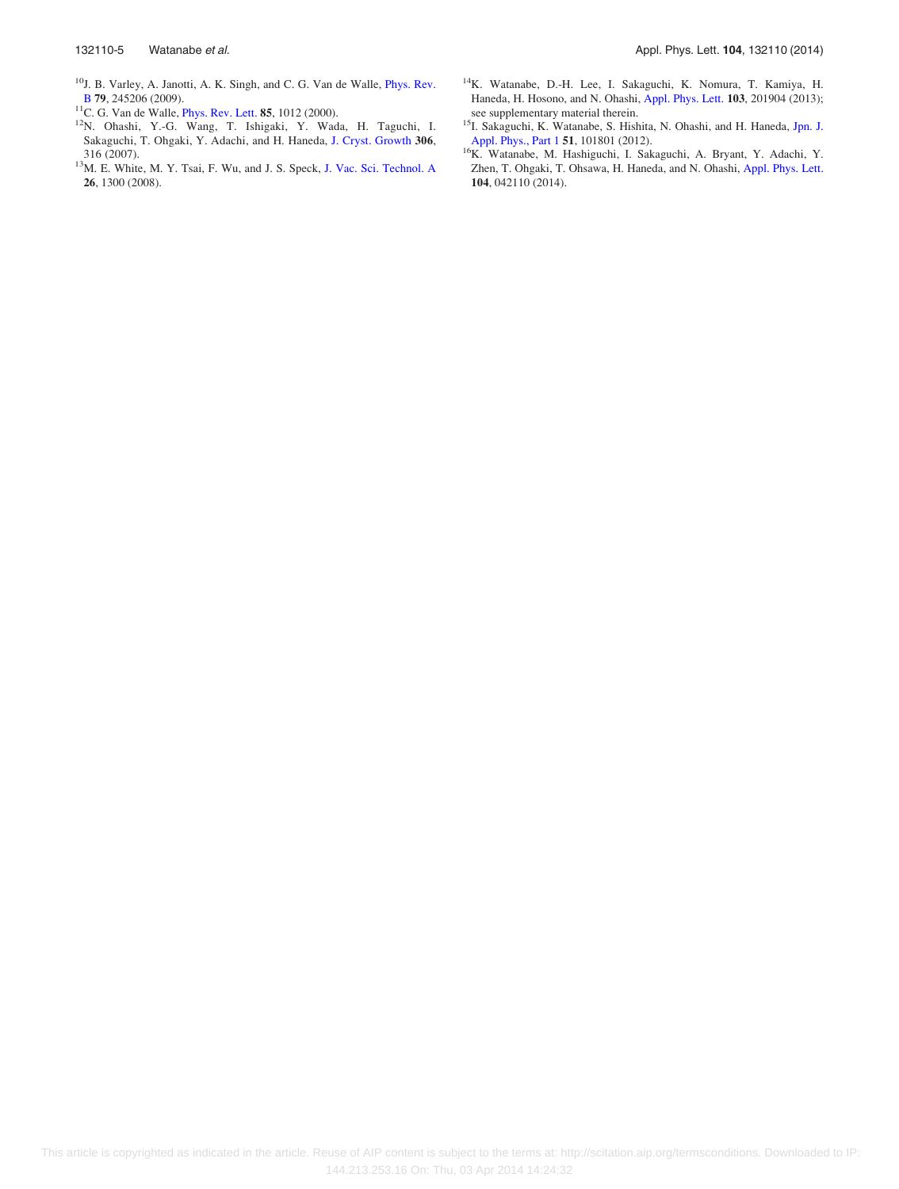[10]J. B. Varley, A. Janotti, A. K. Singh, and C. G. Van de Walle, Phys. Rev. B **79**, 245206 (2009).

[11]C. G. Van de Walle, Phys. Rev. Lett. **85**, 1012 (2000).

[12]N. Ohashi, Y.-G. Wang, T. Ishigaki, Y. Wada, H. Taguchi, I. Sakaguchi, T. Ohgaki, Y. Adachi, and H. Haneda, J. Cryst. Growth **306**, 316 (2007).

[13]M. E. White, M. Y. Tsai, F. Wu, and J. S. Speck, J. Vac. Sci. Technol. A **26**, 1300 (2008).

[14]K. Watanabe, D.-H. Lee, I. Sakaguchi, K. Nomura, T. Kamiya, H. Haneda, H. Hosono, and N. Ohashi, Appl. Phys. Lett. **103**, 201904 (2013); see supplementary material therein.

[15]I. Sakaguchi, K. Watanabe, S. Hishita, N. Ohashi, and H. Haneda, Jpn. J. Appl. Phys., Part 1 **51**, 101801 (2012).

[16]K. Watanabe, M. Hashiguchi, I. Sakaguchi, A. Bryant, Y. Adachi, Y. Zhen, T. Ohgaki, T. Ohsawa, H. Haneda, and N. Ohashi, Appl. Phys. Lett. **104**, 042110 (2014).